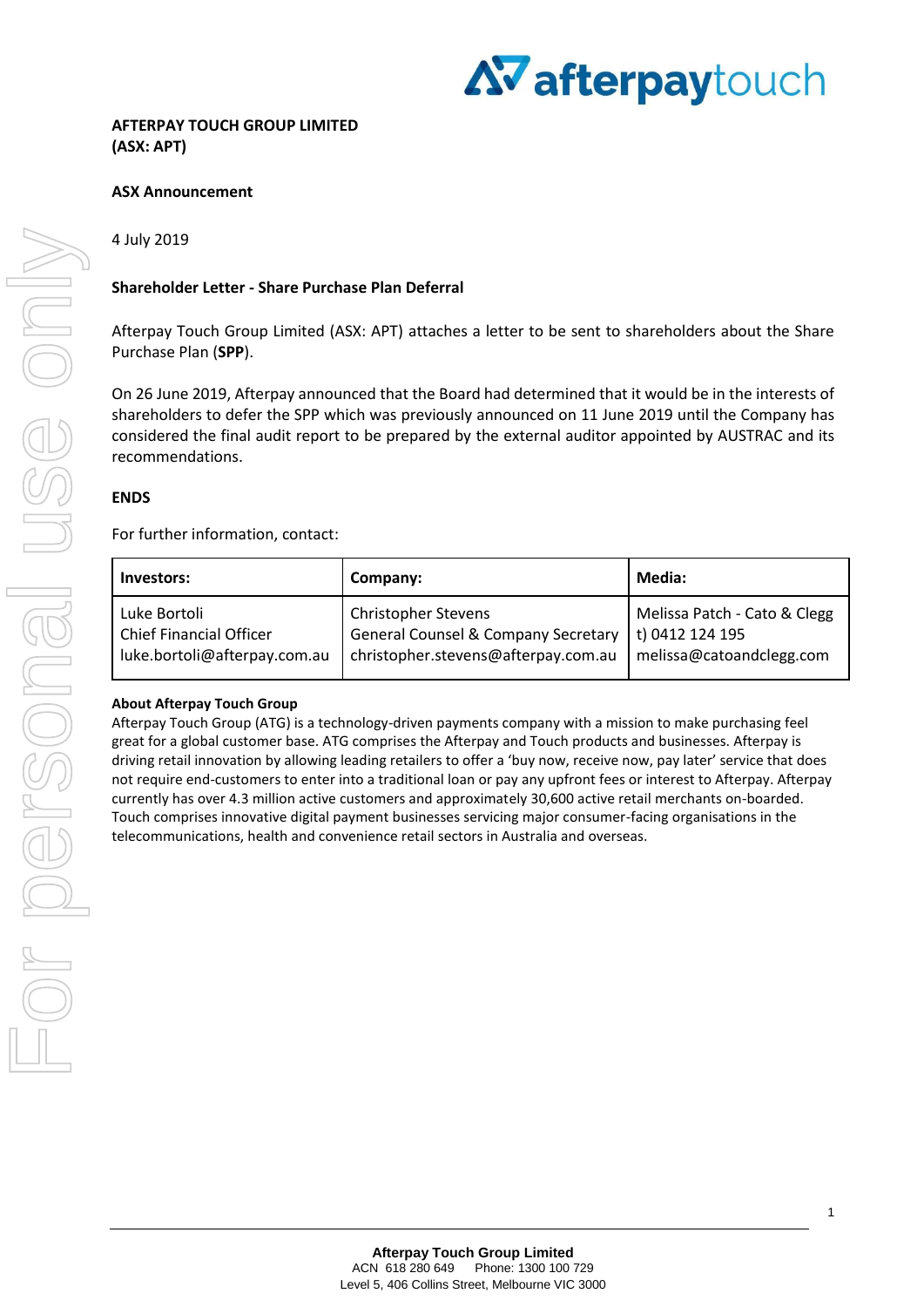**AFTERPAY TOUCH GROUP LIMITED**
**(ASX: APT)**

**ASX Announcement**

4 July 2019

**Shareholder Letter - Share Purchase Plan Deferral**

Afterpay Touch Group Limited (ASX: APT) attaches a letter to be sent to shareholders about the Share Purchase Plan (**SPP**).

On 26 June 2019, Afterpay announced that the Board had determined that it would be in the interests of shareholders to defer the SPP which was previously announced on 11 June 2019 until the Company has considered the final audit report to be prepared by the external auditor appointed by AUSTRAC and its recommendations.

**ENDS**

For further information, contact:

| **Investors:** | **Company:** | **Media:** |
|---|---|---|
| Luke Bortoli<br>Chief Financial Officer<br>luke.bortoli@afterpay.com.au | Christopher Stevens<br>General Counsel & Company Secretary<br>christopher.stevens@afterpay.com.au | Melissa Patch - Cato & Clegg<br>t) 0412 124 195<br>melissa@catoandclegg.com |

**About Afterpay Touch Group**

Afterpay Touch Group (ATG) is a technology-driven payments company with a mission to make purchasing feel great for a global customer base. ATG comprises the Afterpay and Touch products and businesses. Afterpay is driving retail innovation by allowing leading retailers to offer a 'buy now, receive now, pay later' service that does not require end-customers to enter into a traditional loan or pay any upfront fees or interest to Afterpay. Afterpay currently has over 4.3 million active customers and approximately 30,600 active retail merchants on-boarded. Touch comprises innovative digital payment businesses servicing major consumer-facing organisations in the telecommunications, health and convenience retail sectors in Australia and overseas.

**Afterpay Touch Group Limited**
ACN 618 280 649 Phone: 1300 100 729
Level 5, 406 Collins Street, Melbourne VIC 3000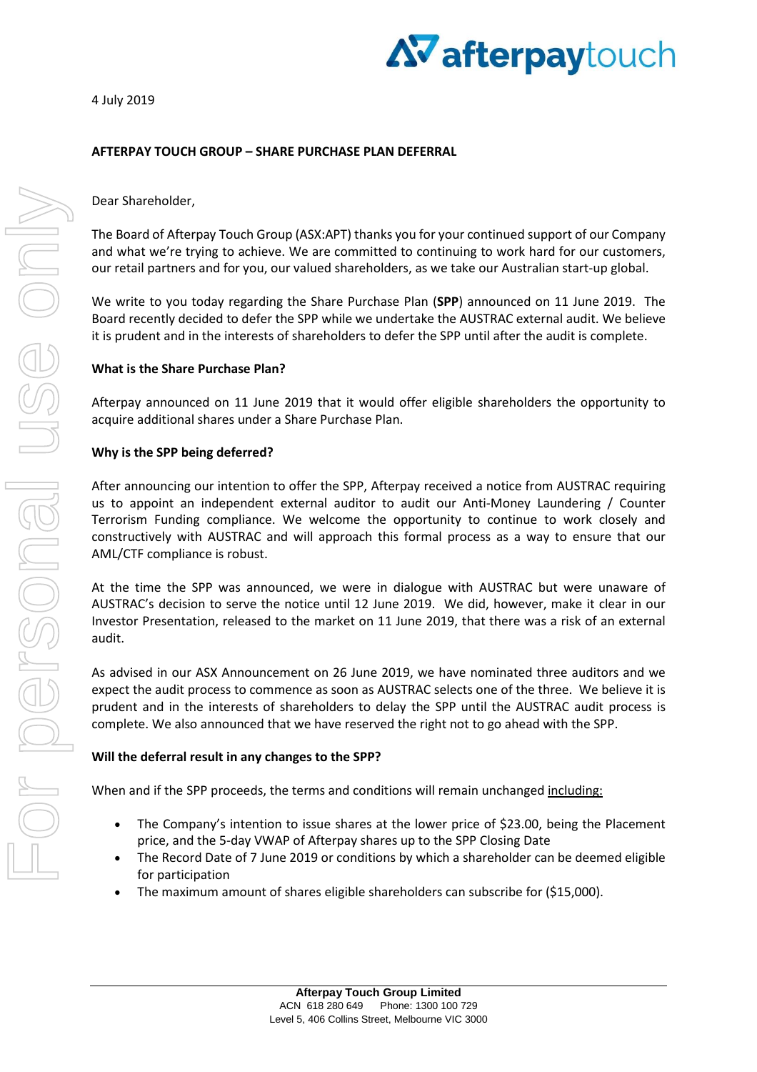4 July 2019

**AFTERPAY TOUCH GROUP – SHARE PURCHASE PLAN DEFERRAL**

Dear Shareholder,

The Board of Afterpay Touch Group (ASX:APT) thanks you for your continued support of our Company and what we're trying to achieve. We are committed to continuing to work hard for our customers, our retail partners and for you, our valued shareholders, as we take our Australian start-up global.

We write to you today regarding the Share Purchase Plan (**SPP**) announced on 11 June 2019. The Board recently decided to defer the SPP while we undertake the AUSTRAC external audit. We believe it is prudent and in the interests of shareholders to defer the SPP until after the audit is complete.

**What is the Share Purchase Plan?**

Afterpay announced on 11 June 2019 that it would offer eligible shareholders the opportunity to acquire additional shares under a Share Purchase Plan.

**Why is the SPP being deferred?**

After announcing our intention to offer the SPP, Afterpay received a notice from AUSTRAC requiring us to appoint an independent external auditor to audit our Anti-Money Laundering / Counter Terrorism Funding compliance. We welcome the opportunity to continue to work closely and constructively with AUSTRAC and will approach this formal process as a way to ensure that our AML/CTF compliance is robust.

At the time the SPP was announced, we were in dialogue with AUSTRAC but were unaware of AUSTRAC's decision to serve the notice until 12 June 2019. We did, however, make it clear in our Investor Presentation, released to the market on 11 June 2019, that there was a risk of an external audit.

As advised in our ASX Announcement on 26 June 2019, we have nominated three auditors and we expect the audit process to commence as soon as AUSTRAC selects one of the three. We believe it is prudent and in the interests of shareholders to delay the SPP until the AUSTRAC audit process is complete. We also announced that we have reserved the right not to go ahead with the SPP.

**Will the deferral result in any changes to the SPP?**

When and if the SPP proceeds, the terms and conditions will remain unchanged including:

- The Company's intention to issue shares at the lower price of $23.00, being the Placement price, and the 5-day VWAP of Afterpay shares up to the SPP Closing Date
- The Record Date of 7 June 2019 or conditions by which a shareholder can be deemed eligible for participation
- The maximum amount of shares eligible shareholders can subscribe for ($15,000).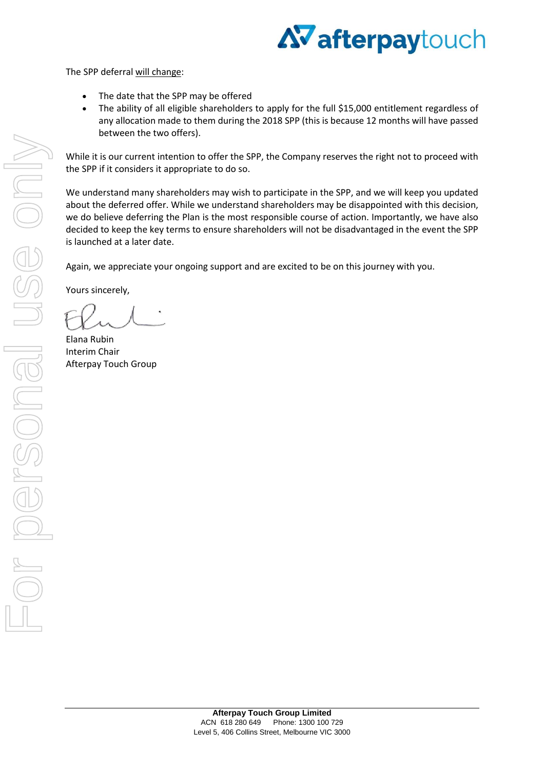The SPP deferral will change:

- The date that the SPP may be offered
- The ability of all eligible shareholders to apply for the full $15,000 entitlement regardless of any allocation made to them during the 2018 SPP (this is because 12 months will have passed between the two offers).

While it is our current intention to offer the SPP, the Company reserves the right not to proceed with the SPP if it considers it appropriate to do so.

We understand many shareholders may wish to participate in the SPP, and we will keep you updated about the deferred offer. While we understand shareholders may be disappointed with this decision, we do believe deferring the Plan is the most responsible course of action. Importantly, we have also decided to keep the key terms to ensure shareholders will not be disadvantaged in the event the SPP is launched at a later date.

Again, we appreciate your ongoing support and are excited to be on this journey with you.

Yours sincerely,

Elana Rubin
Interim Chair
Afterpay Touch Group

**Afterpay Touch Group Limited**
ACN 618 280 649 Phone: 1300 100 729
Level 5, 406 Collins Street, Melbourne VIC 3000